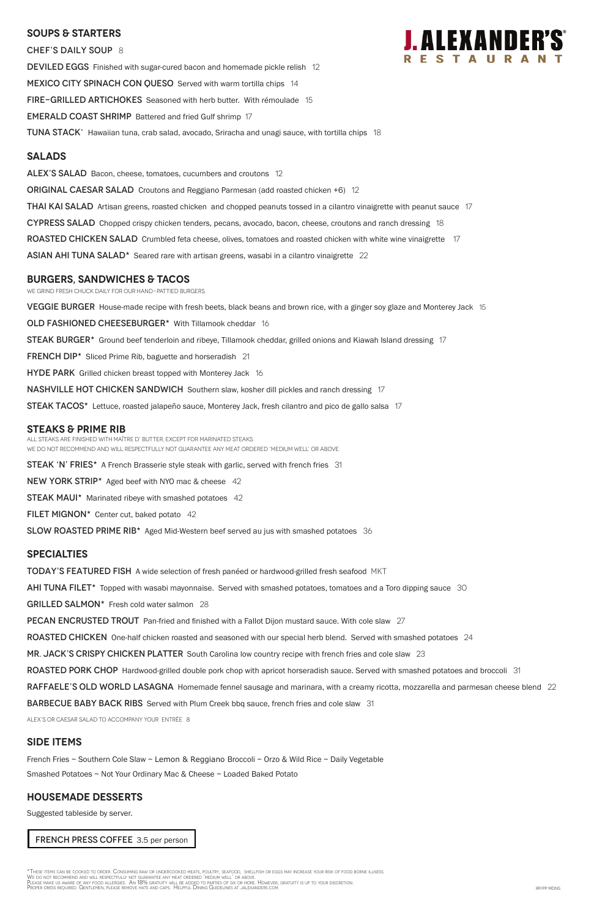# J. ALEXANDER'S RESTAURANT

## SOUPS & STARTERS

CHEF'S DAILY SOUP 8

DEVILED EGGS Finished with sugar-cured bacon and homemade pickle relish 12

MEXICO CITY SPINACH CON QUESO Served with warm tortilla chips 14

FIRE-GRILLED ARTICHOKES Seasoned with herb butter. With rémoulade 15

EMERALD COAST SHRIMP Battered and fried Gulf shrimp 17

TUNA STACK* Hawaiian tuna, crab salad, avocado, Sriracha and unagi sauce, with tortilla chips 18

## SALADS

ALEX'S SALAD Bacon, cheese, tomatoes, cucumbers and croutons 12

ORIGINAL CAESAR SALAD Croutons and Reggiano Parmesan (add roasted chicken +6) 12

THAI KAI SALAD Artisan greens, roasted chicken and chopped peanuts tossed in a cilantro vinaigrette with peanut sauce 17

CYPRESS SALAD Chopped crispy chicken tenders, pecans, avocado, bacon, cheese, croutons and ranch dressing 18

ROASTED CHICKEN SALAD Crumbled feta cheese, olives, tomatoes and roasted chicken with white wine vinaigrette 17

ASIAN AHI TUNA SALAD* Seared rare with artisan greens, wasabi in a cilantro vinaigrette 22

## BURGERS, SANDWICHES & TACOS

WE GRIND FRESH CHUCK DAILY FOR OUR HAND-PATTIED BURGERS.

VEGGIE BURGER House-made recipe with fresh beets, black beans and brown rice, with a ginger soy glaze and Monterey Jack 15

OLD FASHIONED CHEESEBURGER* With Tillamook cheddar 16

STEAK BURGER* Ground beef tenderloin and ribeye, Tillamook cheddar, grilled onions and Kiawah Island dressing 17

FRENCH DIP* Sliced Prime Rib, baguette and horseradish 21

HYDE PARK Grilled chicken breast topped with Monterey Jack 16

NASHVILLE HOT CHICKEN SANDWICH Southern slaw, kosher dill pickles and ranch dressing 17

STEAK TACOS* Lettuce, roasted jalapeño sauce, Monterey Jack, fresh cilantro and pico de gallo salsa 17

## STEAKS & PRIME RIB

ALL STEAKS ARE FINISHED WITH MAÎTRE D' BUTTER, EXCEPT FOR MARINATED STEAKS.
WE DO NOT RECOMMEND AND WILL RESPECTFULLY NOT GUARANTEE ANY MEAT ORDERED 'MEDIUM WELL' OR ABOVE.

STEAK 'N' FRIES* A French Brasserie style steak with garlic, served with french fries 31

NEW YORK STRIP* Aged beef with NYO mac & cheese 42

STEAK MAUI* Marinated ribeye with smashed potatoes 42

FILET MIGNON* Center cut, baked potato 42

SLOW ROASTED PRIME RIB* Aged Mid-Western beef served au jus with smashed potatoes 36

## SPECIALTIES

TODAY'S FEATURED FISH A wide selection of fresh panéed or hardwood-grilled fresh seafood MKT

AHI TUNA FILET* Topped with wasabi mayonnaise. Served with smashed potatoes, tomatoes and a Toro dipping sauce 30

GRILLED SALMON* Fresh cold water salmon 28

PECAN ENCRUSTED TROUT Pan-fried and finished with a Fallot Dijon mustard sauce. With cole slaw 27

ROASTED CHICKEN One-half chicken roasted and seasoned with our special herb blend. Served with smashed potatoes 24

MR. JACK'S CRISPY CHICKEN PLATTER South Carolina low country recipe with french fries and cole slaw 23

ROASTED PORK CHOP Hardwood-grilled double pork chop with apricot horseradish sauce. Served with smashed potatoes and broccoli 31

RAFFAELE'S OLD WORLD LASAGNA Homemade fennel sausage and marinara, with a creamy ricotta, mozzarella and parmesan cheese blend 22

BARBECUE BABY BACK RIBS Served with Plum Creek bbq sauce, french fries and cole slaw 31

ALEX'S OR CAESAR SALAD TO ACCOMPANY YOUR ENTRÉE 8

## SIDE ITEMS

French Fries ~ Southern Cole Slaw ~ Lemon & Reggiano Broccoli ~ Orzo & Wild Rice ~ Daily Vegetable

Smashed Potatoes ~ Not Your Ordinary Mac & Cheese ~ Loaded Baked Potato

## HOUSEMADE DESSERTS

Suggested tableside by server.

FRENCH PRESS COFFEE 3.5 per person

*These items can be cooked to order. Consuming raw or undercooked meats, poultry, seafood, shellfish or eggs may increase your risk of food borne illness.
We do not recommend and will respectfully not guarantee any meat ordered 'medium well' or above.
Please make us aware of any food allergies. An 18% gratuity will be added to parties of six or more. However, gratuity is up to your discretion.
Proper dress required. Gentlemen, please remove hats and caps. Helpful Dining Guidelines at jalexanders.com.

RP/PP MDNS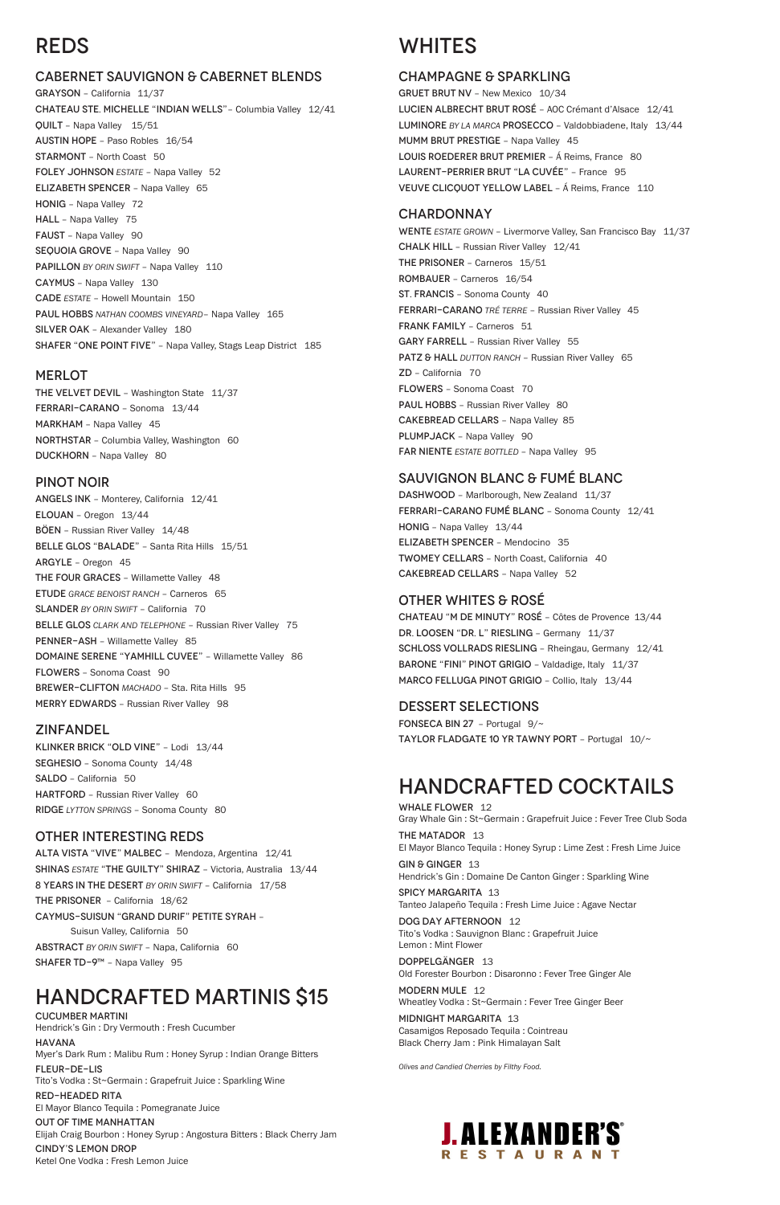# REDS

## CABERNET SAUVIGNON & CABERNET BLENDS

GRAYSON – California 11/37
CHATEAU STE. MICHELLE "INDIAN WELLS"– Columbia Valley 12/41
QUILT – Napa Valley 15/51
AUSTIN HOPE – Paso Robles 16/54
STARMONT – North Coast 50
FOLEY JOHNSON *ESTATE* – Napa Valley 52
ELIZABETH SPENCER – Napa Valley 65
HONIG – Napa Valley 72
HALL – Napa Valley 75
FAUST – Napa Valley 90
SEQUOIA GROVE – Napa Valley 90
PAPILLON *BY ORIN SWIFT* – Napa Valley 110
CAYMUS – Napa Valley 130
CADE *ESTATE* – Howell Mountain 150
PAUL HOBBS *NATHAN COOMBS VINEYARD*– Napa Valley 165
SILVER OAK – Alexander Valley 180
SHAFER "ONE POINT FIVE" – Napa Valley, Stags Leap District 185

## MERLOT

THE VELVET DEVIL – Washington State 11/37
FERRARI–CARANO – Sonoma 13/44
MARKHAM – Napa Valley 45
NORTHSTAR – Columbia Valley, Washington 60
DUCKHORN – Napa Valley 80

## PINOT NOIR

ANGELS INK – Monterey, California 12/41
ELOUAN – Oregon 13/44
BÖEN – Russian River Valley 14/48
BELLE GLOS "BALADE" – Santa Rita Hills 15/51
ARGYLE – Oregon 45
THE FOUR GRACES – Willamette Valley 48
ETUDE *GRACE BENOIST RANCH* – Carneros 65
SLANDER *BY ORIN SWIFT* – California 70
BELLE GLOS *CLARK AND TELEPHONE* – Russian River Valley 75
PENNER–ASH – Willamette Valley 85
DOMAINE SERENE "YAMHILL CUVEE" – Willamette Valley 86
FLOWERS – Sonoma Coast 90
BREWER–CLIFTON *MACHADO* – Sta. Rita Hills 95
MERRY EDWARDS – Russian River Valley 98

## ZINFANDEL

KLINKER BRICK "OLD VINE" – Lodi 13/44
SEGHESIO – Sonoma County 14/48
SALDO – California 50
HARTFORD – Russian River Valley 60
RIDGE *LYTTON SPRINGS* – Sonoma County 80

## OTHER INTERESTING REDS

ALTA VISTA "VIVE" MALBEC – Mendoza, Argentina 12/41
SHINAS *ESTATE* "THE GUILTY" SHIRAZ – Victoria, Australia 13/44
8 YEARS IN THE DESERT *BY ORIN SWIFT* – California 17/58
THE PRISONER – California 18/62
CAYMUS–SUISUN "GRAND DURIF" PETITE SYRAH – Suisun Valley, California 50
ABSTRACT *BY ORIN SWIFT* – Napa, California 60
SHAFER TD–9™ – Napa Valley 95

# HANDCRAFTED MARTINIS $15

**CUCUMBER MARTINI**
Hendrick's Gin : Dry Vermouth : Fresh Cucumber

**HAVANA**
Myer's Dark Rum : Malibu Rum : Honey Syrup : Indian Orange Bitters

**FLEUR–DE–LIS**
Tito's Vodka : St~Germain : Grapefruit Juice : Sparkling Wine

**RED–HEADED RITA**
El Mayor Blanco Tequila : Pomegranate Juice

**OUT OF TIME MANHATTAN**
Elijah Craig Bourbon : Honey Syrup : Angostura Bitters : Black Cherry Jam

**CINDY'S LEMON DROP**
Ketel One Vodka : Fresh Lemon Juice

# WHITES

## CHAMPAGNE & SPARKLING

GRUET BRUT NV – New Mexico 10/34
LUCIEN ALBRECHT BRUT ROSÉ – AOC Crémant d'Alsace 12/41
LUMINORE *BY LA MARCA* PROSECCO – Valdobbiadene, Italy 13/44
MUMM BRUT PRESTIGE – Napa Valley 45
LOUIS ROEDERER BRUT PREMIER – Á Reims, France 80
LAURENT–PERRIER BRUT "LA CUVÉE" – France 95
VEUVE CLICQUOT YELLOW LABEL – Á Reims, France 110

## CHARDONNAY

WENTE *ESTATE GROWN* – Livermorve Valley, San Francisco Bay 11/37
CHALK HILL – Russian River Valley 12/41
THE PRISONER – Carneros 15/51
ROMBAUER – Carneros 16/54
ST. FRANCIS – Sonoma County 40
FERRARI–CARANO *TRÉ TERRE* – Russian River Valley 45
FRANK FAMILY – Carneros 51
GARY FARRELL – Russian River Valley 55
PATZ & HALL *DUTTON RANCH* – Russian River Valley 65
ZD – California 70
FLOWERS – Sonoma Coast 70
PAUL HOBBS – Russian River Valley 80
CAKEBREAD CELLARS – Napa Valley 85
PLUMPJACK – Napa Valley 90
FAR NIENTE *ESTATE BOTTLED* – Napa Valley 95

## SAUVIGNON BLANC & FUMÉ BLANC

DASHWOOD – Marlborough, New Zealand 11/37
FERRARI–CARANO FUMÉ BLANC – Sonoma County 12/41
HONIG – Napa Valley 13/44
ELIZABETH SPENCER – Mendocino 35
TWOMEY CELLARS – North Coast, California 40
CAKEBREAD CELLARS – Napa Valley 52

## OTHER WHITES & ROSÉ

CHATEAU "M DE MINUTY" ROSÉ – Côtes de Provence 13/44
DR. LOOSEN "DR. L" RIESLING – Germany 11/37
SCHLOSS VOLLRADS RIESLING – Rheingau, Germany 12/41
BARONE "FINI" PINOT GRIGIO – Valdadige, Italy 11/37
MARCO FELLUGA PINOT GRIGIO – Collio, Italy 13/44

## DESSERT SELECTIONS

FONSECA BIN 27 – Portugal 9/~
TAYLOR FLADGATE 10 YR TAWNY PORT – Portugal 10/~

# HANDCRAFTED COCKTAILS

**WHALE FLOWER** 12
Gray Whale Gin : St~Germain : Grapefruit Juice : Fever Tree Club Soda

**THE MATADOR** 13
El Mayor Blanco Tequila : Honey Syrup : Lime Zest : Fresh Lime Juice

**GIN & GINGER** 13
Hendrick's Gin : Domaine De Canton Ginger : Sparkling Wine

**SPICY MARGARITA** 13
Tanteo Jalapeño Tequila : Fresh Lime Juice : Agave Nectar

**DOG DAY AFTERNOON** 12
Tito's Vodka : Sauvignon Blanc : Grapefruit Juice
Lemon : Mint Flower

**DOPPELGÄNGER** 13
Old Forester Bourbon : Disaronno : Fever Tree Ginger Ale

**MODERN MULE** 12
Wheatley Vodka : St~Germain : Fever Tree Ginger Beer

**MIDNIGHT MARGARITA** 13
Casamigos Reposado Tequila : Cointreau
Black Cherry Jam : Pink Himalayan Salt

*Olives and Candied Cherries by Filthy Food.*

J. ALEXANDER'S®
RESTAURANT